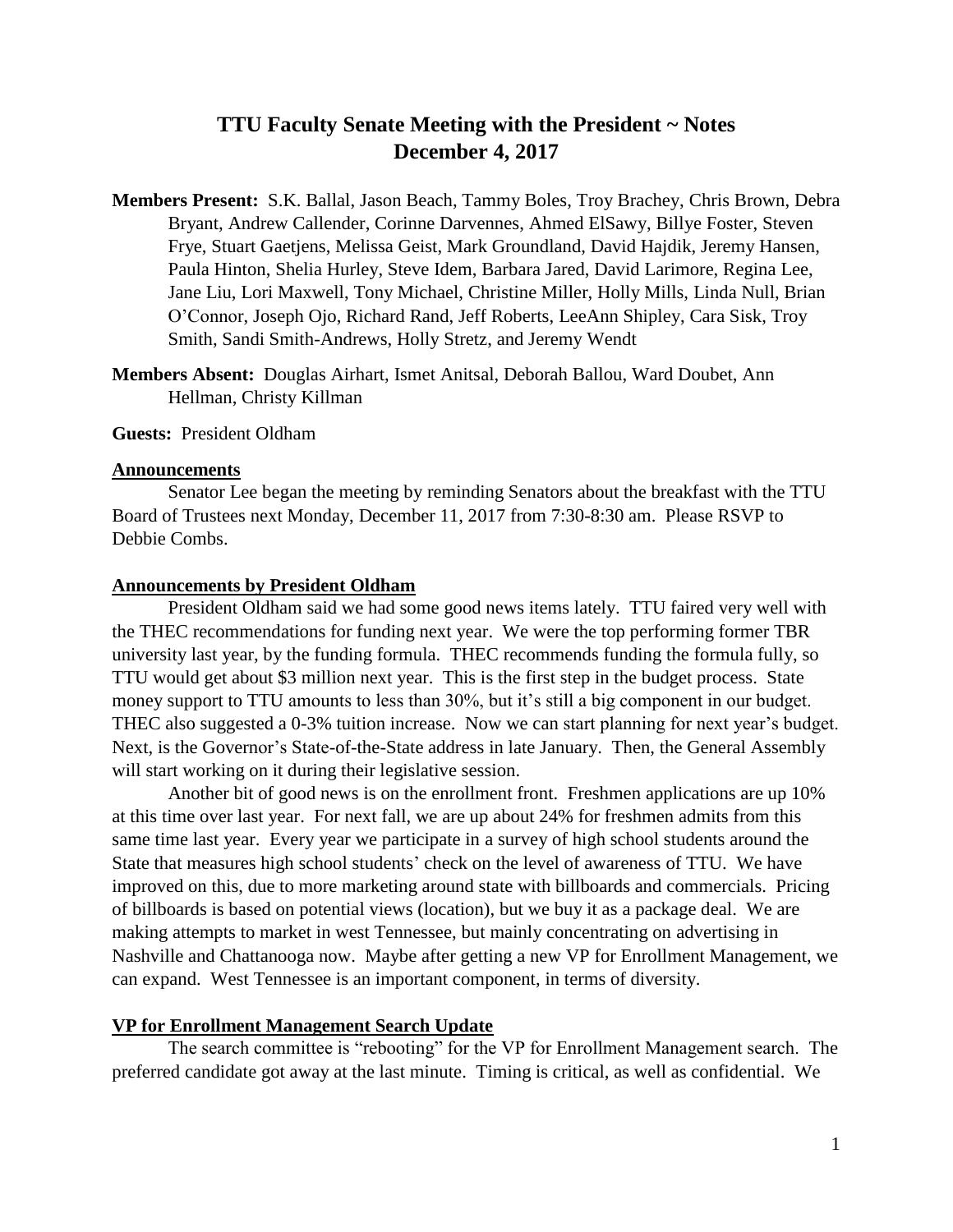# TTU Faculty Senate Meeting with the President ~ Notes
# December 4, 2017

**Members Present:** S.K. Ballal, Jason Beach, Tammy Boles, Troy Brachey, Chris Brown, Debra Bryant, Andrew Callender, Corinne Darvennes, Ahmed ElSawy, Billye Foster, Steven Frye, Stuart Gaetjens, Melissa Geist, Mark Groundland, David Hajdik, Jeremy Hansen, Paula Hinton, Shelia Hurley, Steve Idem, Barbara Jared, David Larimore, Regina Lee, Jane Liu, Lori Maxwell, Tony Michael, Christine Miller, Holly Mills, Linda Null, Brian O'Connor, Joseph Ojo, Richard Rand, Jeff Roberts, LeeAnn Shipley, Cara Sisk, Troy Smith, Sandi Smith-Andrews, Holly Stretz, and Jeremy Wendt

**Members Absent:** Douglas Airhart, Ismet Anitsal, Deborah Ballou, Ward Doubet, Ann Hellman, Christy Killman

**Guests:** President Oldham

## Announcements

Senator Lee began the meeting by reminding Senators about the breakfast with the TTU Board of Trustees next Monday, December 11, 2017 from 7:30-8:30 am. Please RSVP to Debbie Combs.

## Announcements by President Oldham

President Oldham said we had some good news items lately. TTU faired very well with the THEC recommendations for funding next year. We were the top performing former TBR university last year, by the funding formula. THEC recommends funding the formula fully, so TTU would get about $3 million next year. This is the first step in the budget process. State money support to TTU amounts to less than 30%, but it's still a big component in our budget. THEC also suggested a 0-3% tuition increase. Now we can start planning for next year's budget. Next, is the Governor's State-of-the-State address in late January. Then, the General Assembly will start working on it during their legislative session.

Another bit of good news is on the enrollment front. Freshmen applications are up 10% at this time over last year. For next fall, we are up about 24% for freshmen admits from this same time last year. Every year we participate in a survey of high school students around the State that measures high school students' check on the level of awareness of TTU. We have improved on this, due to more marketing around state with billboards and commercials. Pricing of billboards is based on potential views (location), but we buy it as a package deal. We are making attempts to market in west Tennessee, but mainly concentrating on advertising in Nashville and Chattanooga now. Maybe after getting a new VP for Enrollment Management, we can expand. West Tennessee is an important component, in terms of diversity.

## VP for Enrollment Management Search Update

The search committee is "rebooting" for the VP for Enrollment Management search. The preferred candidate got away at the last minute. Timing is critical, as well as confidential. We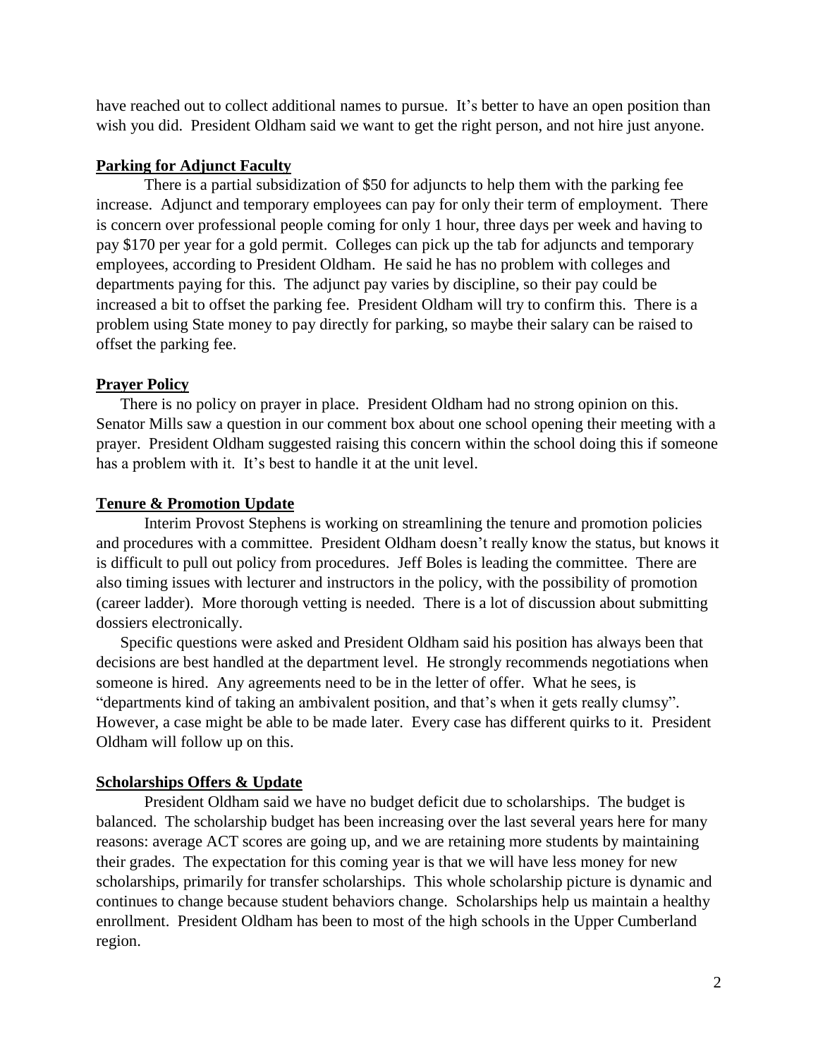have reached out to collect additional names to pursue. It's better to have an open position than wish you did. President Oldham said we want to get the right person, and not hire just anyone.

**Parking for Adjunct Faculty**

There is a partial subsidization of $50 for adjuncts to help them with the parking fee increase. Adjunct and temporary employees can pay for only their term of employment. There is concern over professional people coming for only 1 hour, three days per week and having to pay $170 per year for a gold permit. Colleges can pick up the tab for adjuncts and temporary employees, according to President Oldham. He said he has no problem with colleges and departments paying for this. The adjunct pay varies by discipline, so their pay could be increased a bit to offset the parking fee. President Oldham will try to confirm this. There is a problem using State money to pay directly for parking, so maybe their salary can be raised to offset the parking fee.

**Prayer Policy**

There is no policy on prayer in place. President Oldham had no strong opinion on this. Senator Mills saw a question in our comment box about one school opening their meeting with a prayer. President Oldham suggested raising this concern within the school doing this if someone has a problem with it. It's best to handle it at the unit level.

**Tenure & Promotion Update**

Interim Provost Stephens is working on streamlining the tenure and promotion policies and procedures with a committee. President Oldham doesn't really know the status, but knows it is difficult to pull out policy from procedures. Jeff Boles is leading the committee. There are also timing issues with lecturer and instructors in the policy, with the possibility of promotion (career ladder). More thorough vetting is needed. There is a lot of discussion about submitting dossiers electronically.

Specific questions were asked and President Oldham said his position has always been that decisions are best handled at the department level. He strongly recommends negotiations when someone is hired. Any agreements need to be in the letter of offer. What he sees, is "departments kind of taking an ambivalent position, and that's when it gets really clumsy". However, a case might be able to be made later. Every case has different quirks to it. President Oldham will follow up on this.

**Scholarships Offers & Update**

President Oldham said we have no budget deficit due to scholarships. The budget is balanced. The scholarship budget has been increasing over the last several years here for many reasons: average ACT scores are going up, and we are retaining more students by maintaining their grades. The expectation for this coming year is that we will have less money for new scholarships, primarily for transfer scholarships. This whole scholarship picture is dynamic and continues to change because student behaviors change. Scholarships help us maintain a healthy enrollment. President Oldham has been to most of the high schools in the Upper Cumberland region.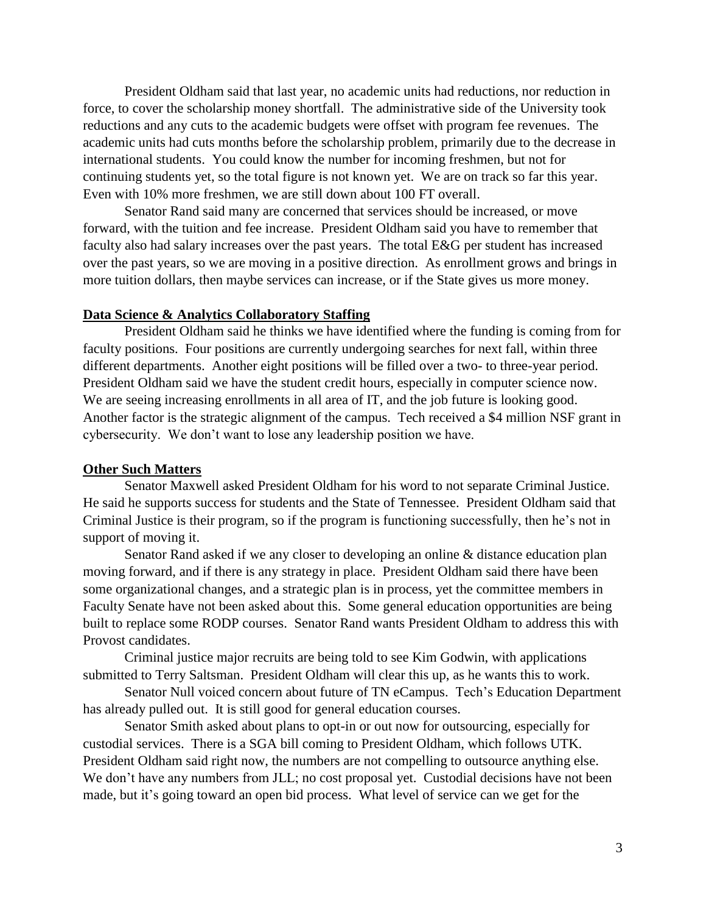President Oldham said that last year, no academic units had reductions, nor reduction in force, to cover the scholarship money shortfall. The administrative side of the University took reductions and any cuts to the academic budgets were offset with program fee revenues. The academic units had cuts months before the scholarship problem, primarily due to the decrease in international students. You could know the number for incoming freshmen, but not for continuing students yet, so the total figure is not known yet. We are on track so far this year. Even with 10% more freshmen, we are still down about 100 FT overall.

Senator Rand said many are concerned that services should be increased, or move forward, with the tuition and fee increase. President Oldham said you have to remember that faculty also had salary increases over the past years. The total E&G per student has increased over the past years, so we are moving in a positive direction. As enrollment grows and brings in more tuition dollars, then maybe services can increase, or if the State gives us more money.

**Data Science & Analytics Collaboratory Staffing**

President Oldham said he thinks we have identified where the funding is coming from for faculty positions. Four positions are currently undergoing searches for next fall, within three different departments. Another eight positions will be filled over a two- to three-year period. President Oldham said we have the student credit hours, especially in computer science now. We are seeing increasing enrollments in all area of IT, and the job future is looking good. Another factor is the strategic alignment of the campus. Tech received a $4 million NSF grant in cybersecurity. We don't want to lose any leadership position we have.

**Other Such Matters**

Senator Maxwell asked President Oldham for his word to not separate Criminal Justice. He said he supports success for students and the State of Tennessee. President Oldham said that Criminal Justice is their program, so if the program is functioning successfully, then he's not in support of moving it.

Senator Rand asked if we any closer to developing an online & distance education plan moving forward, and if there is any strategy in place. President Oldham said there have been some organizational changes, and a strategic plan is in process, yet the committee members in Faculty Senate have not been asked about this. Some general education opportunities are being built to replace some RODP courses. Senator Rand wants President Oldham to address this with Provost candidates.

Criminal justice major recruits are being told to see Kim Godwin, with applications submitted to Terry Saltsman. President Oldham will clear this up, as he wants this to work.

Senator Null voiced concern about future of TN eCampus. Tech's Education Department has already pulled out. It is still good for general education courses.

Senator Smith asked about plans to opt-in or out now for outsourcing, especially for custodial services. There is a SGA bill coming to President Oldham, which follows UTK. President Oldham said right now, the numbers are not compelling to outsource anything else. We don't have any numbers from JLL; no cost proposal yet. Custodial decisions have not been made, but it's going toward an open bid process. What level of service can we get for the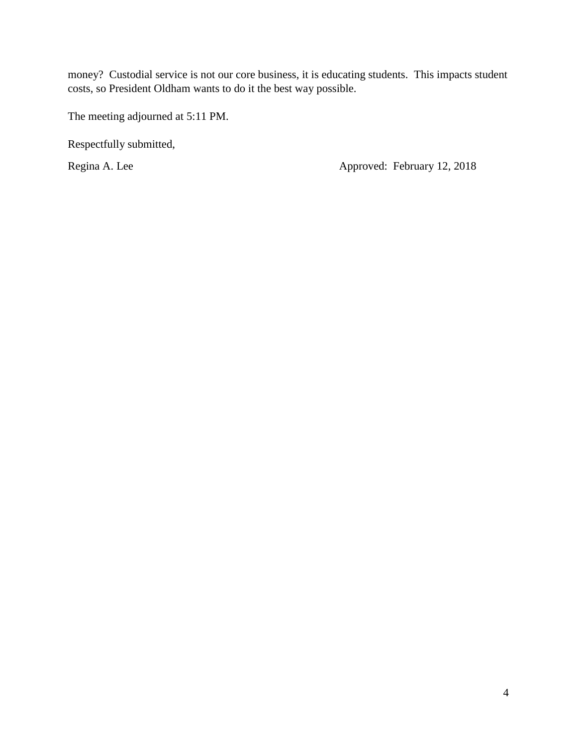money? Custodial service is not our core business, it is educating students. This impacts student costs, so President Oldham wants to do it the best way possible.

The meeting adjourned at 5:11 PM.

Respectfully submitted,

Regina A. Lee                                                                 Approved: February 12, 2018